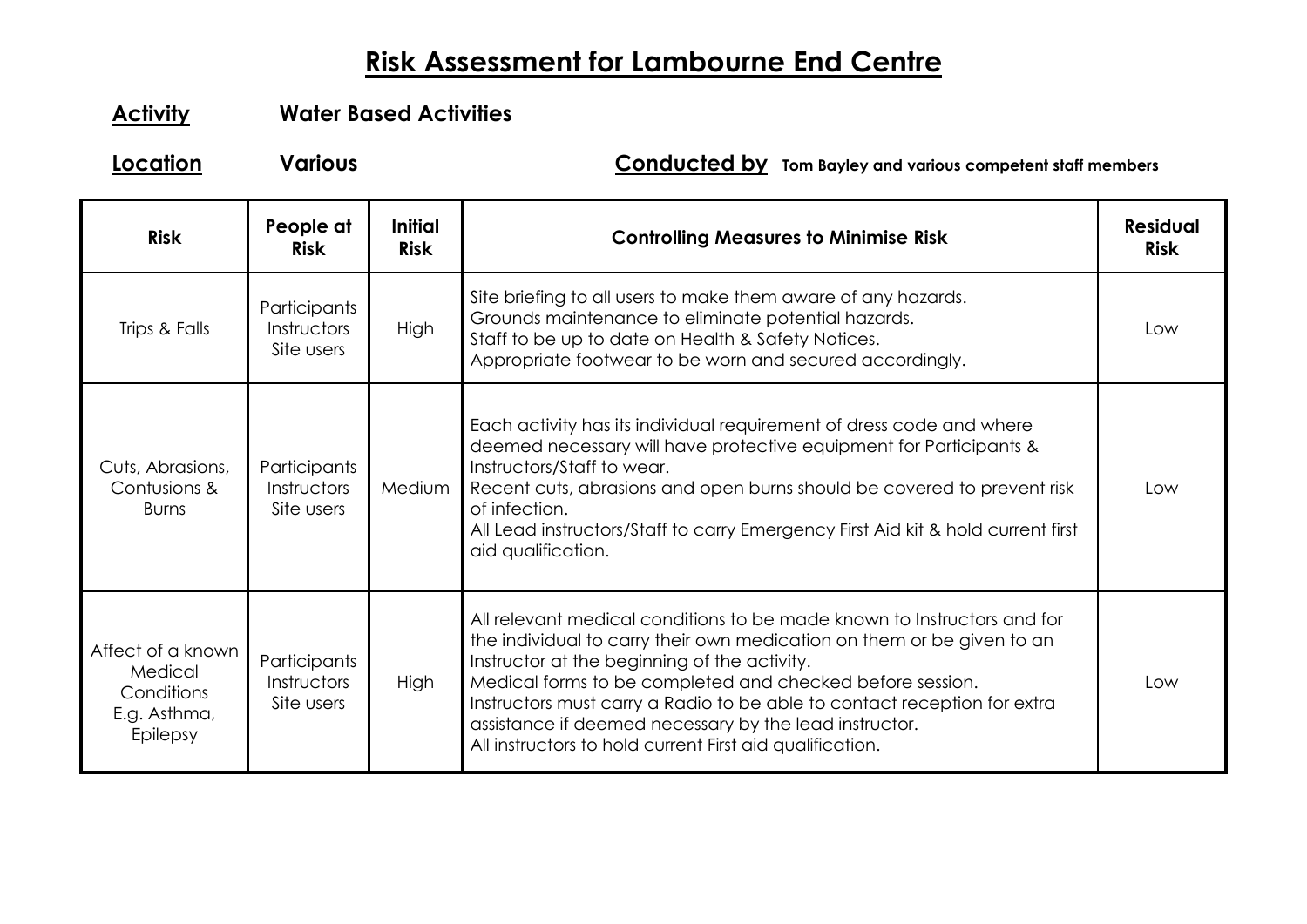# Risk Assessment for Lambourne End Centre

**Activity** **Water Based Activities**

**Location** **Various** **Conducted by** **Tom Bayley and various competent staff members**

| Risk | People at Risk | Initial Risk | Controlling Measures to Minimise Risk | Residual Risk |
|---|---|---|---|---|
| Trips & Falls | Participants<br>Instructors<br>Site users | High | Site briefing to all users to make them aware of any hazards.<br>Grounds maintenance to eliminate potential hazards.<br>Staff to be up to date on Health & Safety Notices.<br>Appropriate footwear to be worn and secured accordingly. | Low |
| Cuts, Abrasions, Contusions & Burns | Participants<br>Instructors<br>Site users | Medium | Each activity has its individual requirement of dress code and where deemed necessary will have protective equipment for Participants & Instructors/Staff to wear.<br>Recent cuts, abrasions and open burns should be covered to prevent risk of infection.<br>All Lead instructors/Staff to carry Emergency First Aid kit & hold current first aid qualification. | Low |
| Affect of a known Medical Conditions E.g. Asthma, Epilepsy | Participants<br>Instructors<br>Site users | High | All relevant medical conditions to be made known to Instructors and for the individual to carry their own medication on them or be given to an Instructor at the beginning of the activity.<br>Medical forms to be completed and checked before session.<br>Instructors must carry a Radio to be able to contact reception for extra assistance if deemed necessary by the lead instructor.<br>All instructors to hold current First aid qualification. | Low |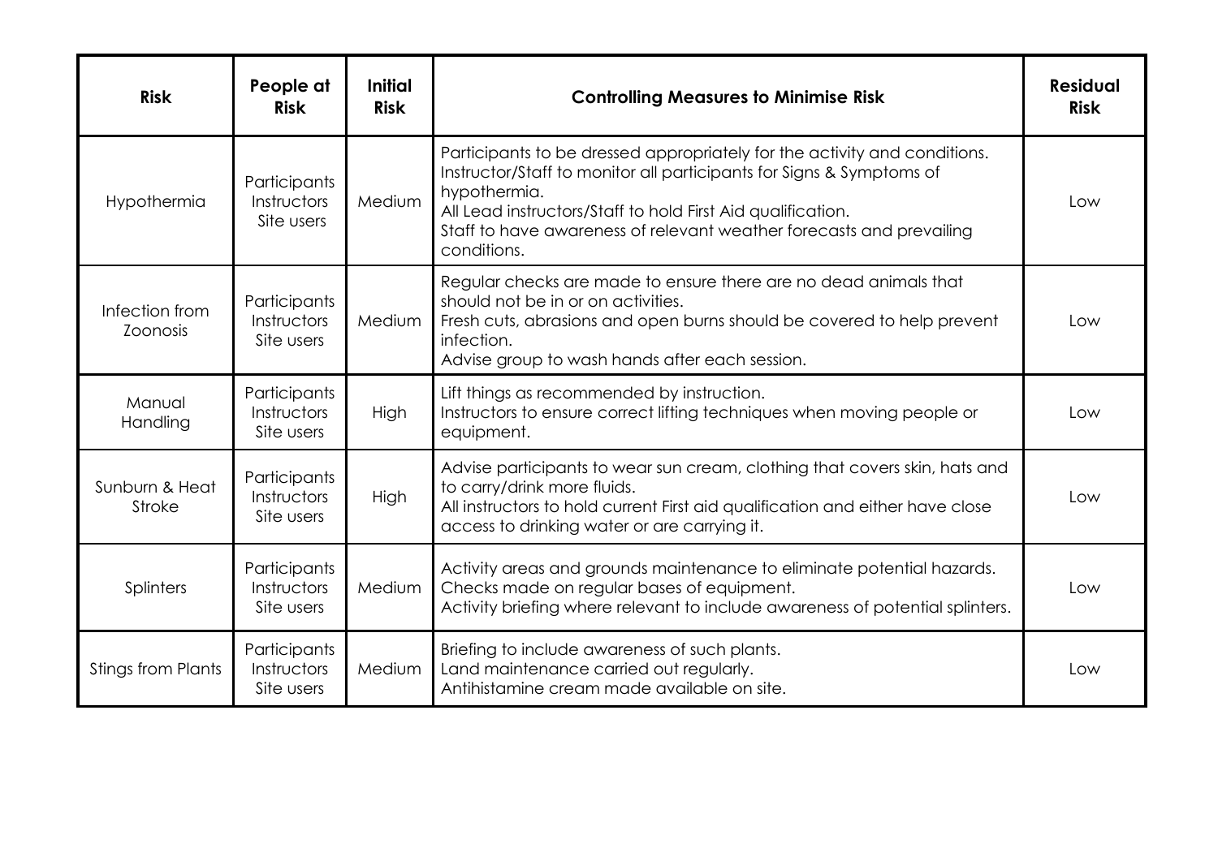| Risk | People at Risk | Initial Risk | Controlling Measures to Minimise Risk | Residual Risk |
| --- | --- | --- | --- | --- |
| Hypothermia | Participants<br>Instructors<br>Site users | Medium | Participants to be dressed appropriately for the activity and conditions.<br>Instructor/Staff to monitor all participants for Signs & Symptoms of hypothermia.<br>All Lead instructors/Staff to hold First Aid qualification.<br>Staff to have awareness of relevant weather forecasts and prevailing conditions. | Low |
| Infection from Zoonosis | Participants<br>Instructors<br>Site users | Medium | Regular checks are made to ensure there are no dead animals that should not be in or on activities.<br>Fresh cuts, abrasions and open burns should be covered to help prevent infection.<br>Advise group to wash hands after each session. | Low |
| Manual Handling | Participants<br>Instructors<br>Site users | High | Lift things as recommended by instruction.<br>Instructors to ensure correct lifting techniques when moving people or equipment. | Low |
| Sunburn & Heat Stroke | Participants<br>Instructors<br>Site users | High | Advise participants to wear sun cream, clothing that covers skin, hats and to carry/drink more fluids.<br>All instructors to hold current First aid qualification and either have close access to drinking water or are carrying it. | Low |
| Splinters | Participants<br>Instructors<br>Site users | Medium | Activity areas and grounds maintenance to eliminate potential hazards.<br>Checks made on regular bases of equipment.<br>Activity briefing where relevant to include awareness of potential splinters. | Low |
| Stings from Plants | Participants<br>Instructors<br>Site users | Medium | Briefing to include awareness of such plants.<br>Land maintenance carried out regularly.<br>Antihistamine cream made available on site. | Low |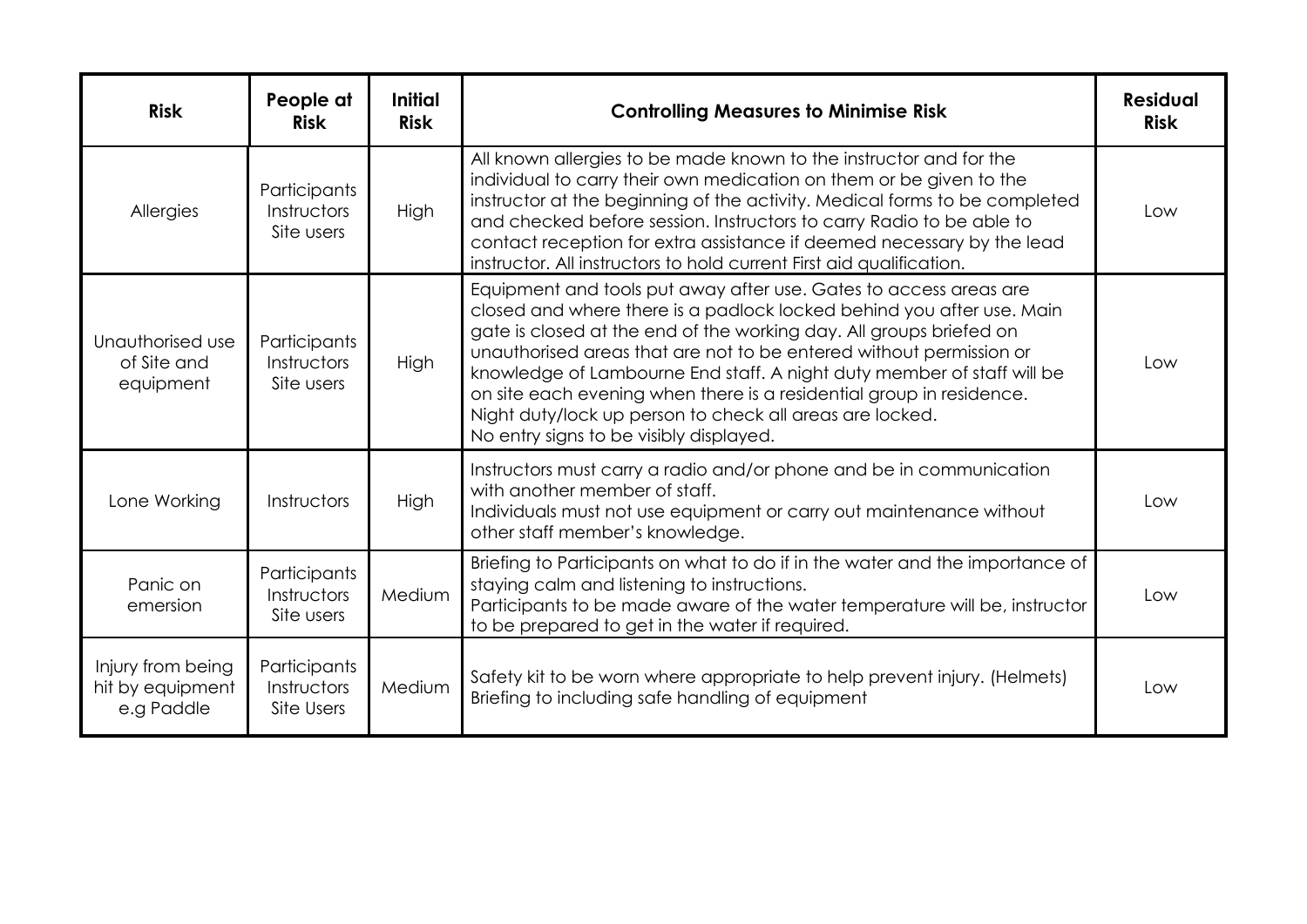| Risk | People at Risk | Initial Risk | Controlling Measures to Minimise Risk | Residual Risk |
|---|---|---|---|---|
| Allergies | Participants Instructors Site users | High | All known allergies to be made known to the instructor and for the individual to carry their own medication on them or be given to the instructor at the beginning of the activity. Medical forms to be completed and checked before session. Instructors to carry Radio to be able to contact reception for extra assistance if deemed necessary by the lead instructor. All instructors to hold current First aid qualification. | Low |
| Unauthorised use of Site and equipment | Participants Instructors Site users | High | Equipment and tools put away after use. Gates to access areas are closed and where there is a padlock locked behind you after use. Main gate is closed at the end of the working day. All groups briefed on unauthorised areas that are not to be entered without permission or knowledge of Lambourne End staff. A night duty member of staff will be on site each evening when there is a residential group in residence. Night duty/lock up person to check all areas are locked. No entry signs to be visibly displayed. | Low |
| Lone Working | Instructors | High | Instructors must carry a radio and/or phone and be in communication with another member of staff. Individuals must not use equipment or carry out maintenance without other staff member's knowledge. | Low |
| Panic on emersion | Participants Instructors Site users | Medium | Briefing to Participants on what to do if in the water and the importance of staying calm and listening to instructions. Participants to be made aware of the water temperature will be, instructor to be prepared to get in the water if required. | Low |
| Injury from being hit by equipment e.g Paddle | Participants Instructors Site Users | Medium | Safety kit to be worn where appropriate to help prevent injury. (Helmets) Briefing to including safe handling of equipment | Low |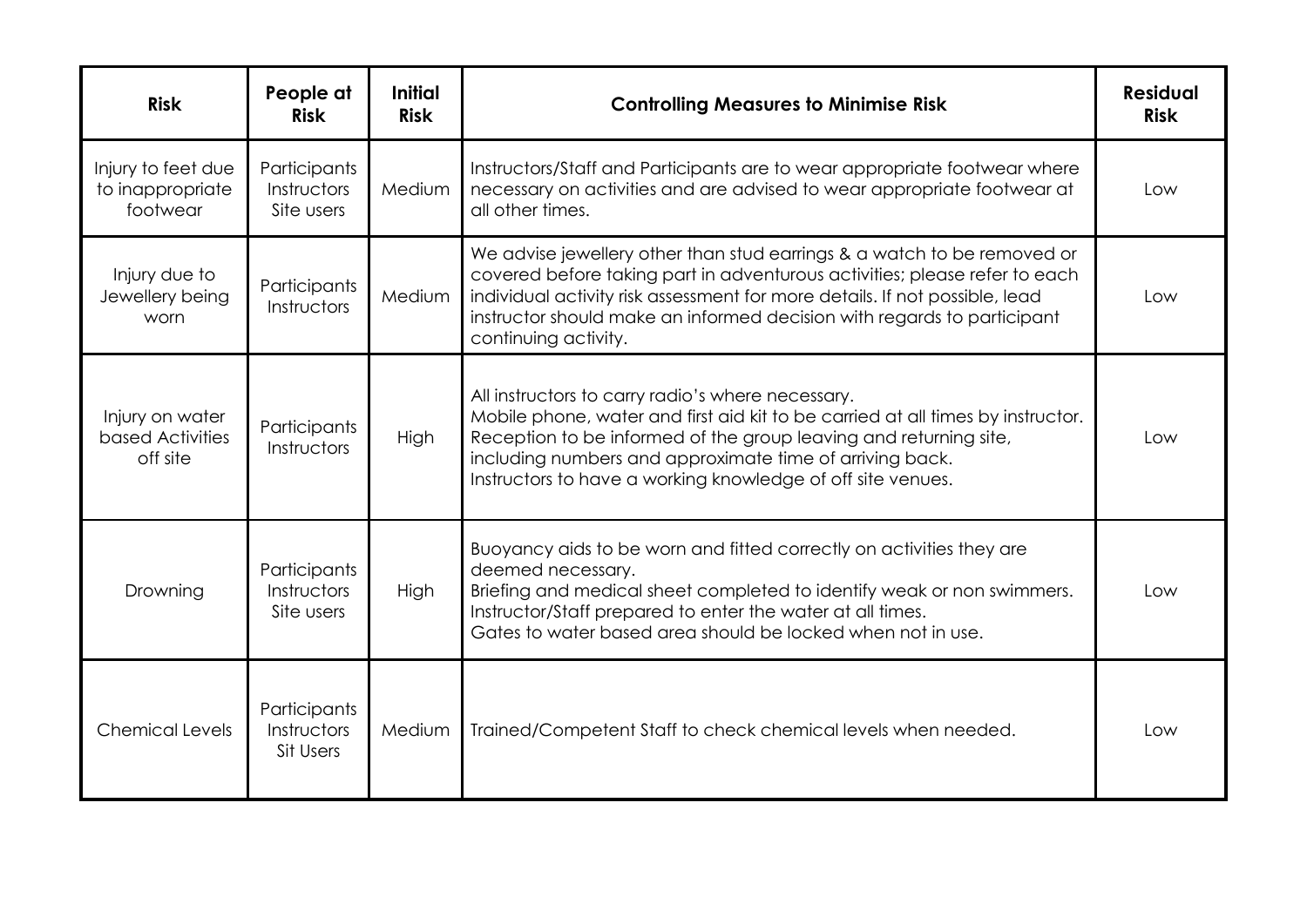| Risk | People at Risk | Initial Risk | Controlling Measures to Minimise Risk | Residual Risk |
|---|---|---|---|---|
| Injury to feet due to inappropriate footwear | Participants Instructors Site users | Medium | Instructors/Staff and Participants are to wear appropriate footwear where necessary on activities and are advised to wear appropriate footwear at all other times. | Low |
| Injury due to Jewellery being worn | Participants Instructors | Medium | We advise jewellery other than stud earrings & a watch to be removed or covered before taking part in adventurous activities; please refer to each individual activity risk assessment for more details. If not possible, lead instructor should make an informed decision with regards to participant continuing activity. | Low |
| Injury on water based Activities off site | Participants Instructors | High | All instructors to carry radio's where necessary.<br>Mobile phone, water and first aid kit to be carried at all times by instructor.<br>Reception to be informed of the group leaving and returning site, including numbers and approximate time of arriving back.<br>Instructors to have a working knowledge of off site venues. | Low |
| Drowning | Participants Instructors Site users | High | Buoyancy aids to be worn and fitted correctly on activities they are deemed necessary.<br>Briefing and medical sheet completed to identify weak or non swimmers.<br>Instructor/Staff prepared to enter the water at all times.<br>Gates to water based area should be locked when not in use. | Low |
| Chemical Levels | Participants Instructors Sit Users | Medium | Trained/Competent Staff to check chemical levels when needed. | Low |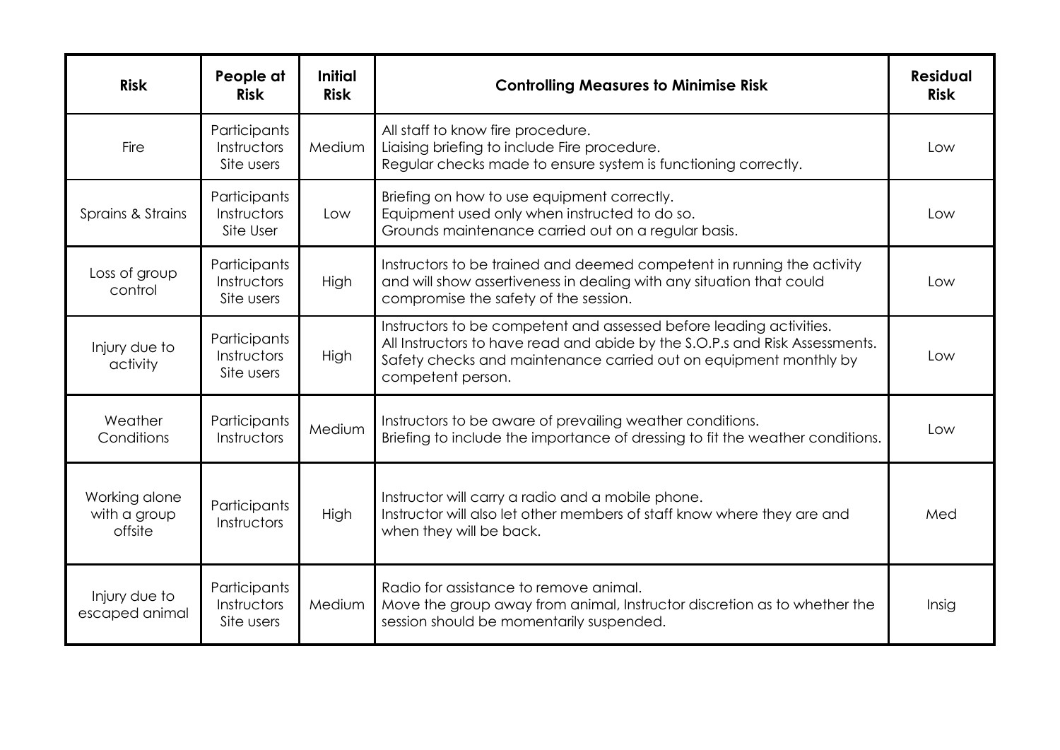| Risk | People at Risk | Initial Risk | Controlling Measures to Minimise Risk | Residual Risk |
|---|---|---|---|---|
| Fire | Participants Instructors Site users | Medium | All staff to know fire procedure.<br>Liaising briefing to include Fire procedure.<br>Regular checks made to ensure system is functioning correctly. | Low |
| Sprains & Strains | Participants Instructors Site User | Low | Briefing on how to use equipment correctly.<br>Equipment used only when instructed to do so.<br>Grounds maintenance carried out on a regular basis. | Low |
| Loss of group control | Participants Instructors Site users | High | Instructors to be trained and deemed competent in running the activity and will show assertiveness in dealing with any situation that could compromise the safety of the session. | Low |
| Injury due to activity | Participants Instructors Site users | High | Instructors to be competent and assessed before leading activities.<br>All Instructors to have read and abide by the S.O.P.s and Risk Assessments.<br>Safety checks and maintenance carried out on equipment monthly by competent person. | Low |
| Weather Conditions | Participants Instructors | Medium | Instructors to be aware of prevailing weather conditions.<br>Briefing to include the importance of dressing to fit the weather conditions. | Low |
| Working alone with a group offsite | Participants Instructors | High | Instructor will carry a radio and a mobile phone.<br>Instructor will also let other members of staff know where they are and when they will be back. | Med |
| Injury due to escaped animal | Participants Instructors Site users | Medium | Radio for assistance to remove animal.<br>Move the group away from animal, Instructor discretion as to whether the session should be momentarily suspended. | Insig |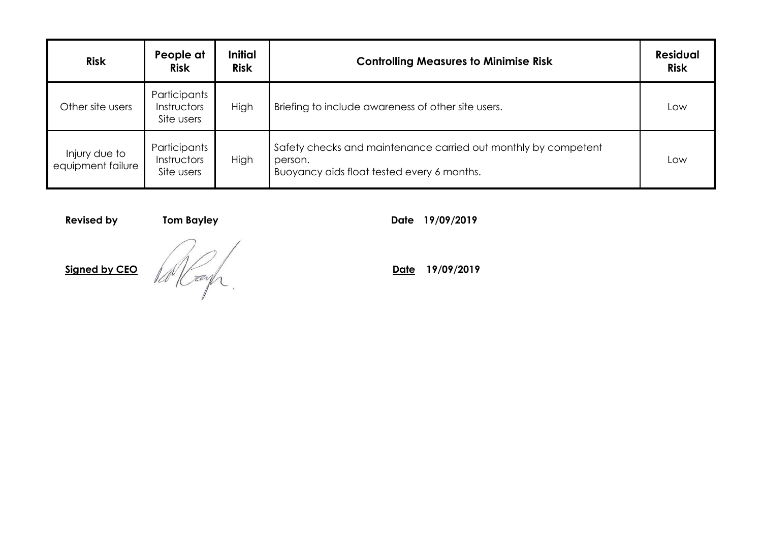| Risk | People at Risk | Initial Risk | Controlling Measures to Minimise Risk | Residual Risk |
|---|---|---|---|---|
| Other site users | Participants Instructors Site users | High | Briefing to include awareness of other site users. | Low |
| Injury due to equipment failure | Participants Instructors Site users | High | Safety checks and maintenance carried out monthly by competent person.<br>Buoyancy aids float tested every 6 months. | Low |

**Revised by** **Tom Bayley** **Date 19/09/2019**

**Signed by CEO** **Date 19/09/2019**